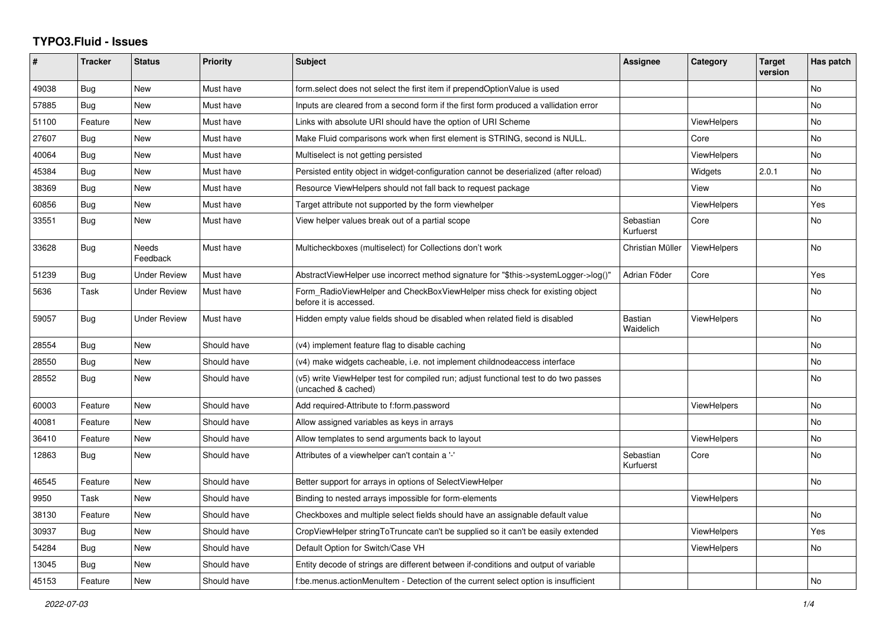# TYPO3.Fluid - Issues

| # | Tracker | Status | Priority | Subject | Assignee | Category | Target version | Has patch |
|---|---|---|---|---|---|---|---|---|
| 49038 | Bug | New | Must have | form.select does not select the first item if prependOptionValue is used | | | | No |
| 57885 | Bug | New | Must have | Inputs are cleared from a second form if the first form produced a vallidation error | | | | No |
| 51100 | Feature | New | Must have | Links with absolute URI should have the option of URI Scheme | | ViewHelpers | | No |
| 27607 | Bug | New | Must have | Make Fluid comparisons work when first element is STRING, second is NULL. | | Core | | No |
| 40064 | Bug | New | Must have | Multiselect is not getting persisted | | ViewHelpers | | No |
| 45384 | Bug | New | Must have | Persisted entity object in widget-configuration cannot be deserialized (after reload) | | Widgets | 2.0.1 | No |
| 38369 | Bug | New | Must have | Resource ViewHelpers should not fall back to request package | | View | | No |
| 60856 | Bug | New | Must have | Target attribute not supported by the form viewhelper | | ViewHelpers | | Yes |
| 33551 | Bug | New | Must have | View helper values break out of a partial scope | Sebastian Kurfuerst | Core | | No |
| 33628 | Bug | Needs Feedback | Must have | Multicheckboxes (multiselect) for Collections don't work | Christian Müller | ViewHelpers | | No |
| 51239 | Bug | Under Review | Must have | AbstractViewHelper use incorrect method signature for "$this->systemLogger->log()" | Adrian Föder | Core | | Yes |
| 5636 | Task | Under Review | Must have | Form_RadioViewHelper and CheckBoxViewHelper miss check for existing object before it is accessed. | | | | No |
| 59057 | Bug | Under Review | Must have | Hidden empty value fields shoud be disabled when related field is disabled | Bastian Waidelich | ViewHelpers | | No |
| 28554 | Bug | New | Should have | (v4) implement feature flag to disable caching | | | | No |
| 28550 | Bug | New | Should have | (v4) make widgets cacheable, i.e. not implement childnodeaccess interface | | | | No |
| 28552 | Bug | New | Should have | (v5) write ViewHelper test for compiled run; adjust functional test to do two passes (uncached & cached) | | | | No |
| 60003 | Feature | New | Should have | Add required-Attribute to f:form.password | | ViewHelpers | | No |
| 40081 | Feature | New | Should have | Allow assigned variables as keys in arrays | | | | No |
| 36410 | Feature | New | Should have | Allow templates to send arguments back to layout | | ViewHelpers | | No |
| 12863 | Bug | New | Should have | Attributes of a viewhelper can't contain a '-' | Sebastian Kurfuerst | Core | | No |
| 46545 | Feature | New | Should have | Better support for arrays in options of SelectViewHelper | | | | No |
| 9950 | Task | New | Should have | Binding to nested arrays impossible for form-elements | | ViewHelpers | | |
| 38130 | Feature | New | Should have | Checkboxes and multiple select fields should have an assignable default value | | | | No |
| 30937 | Bug | New | Should have | CropViewHelper stringToTruncate can't be supplied so it can't be easily extended | | ViewHelpers | | Yes |
| 54284 | Bug | New | Should have | Default Option for Switch/Case VH | | ViewHelpers | | No |
| 13045 | Bug | New | Should have | Entity decode of strings are different between if-conditions and output of variable | | | | |
| 45153 | Feature | New | Should have | f:be.menus.actionMenuItem - Detection of the current select option is insufficient | | | | No |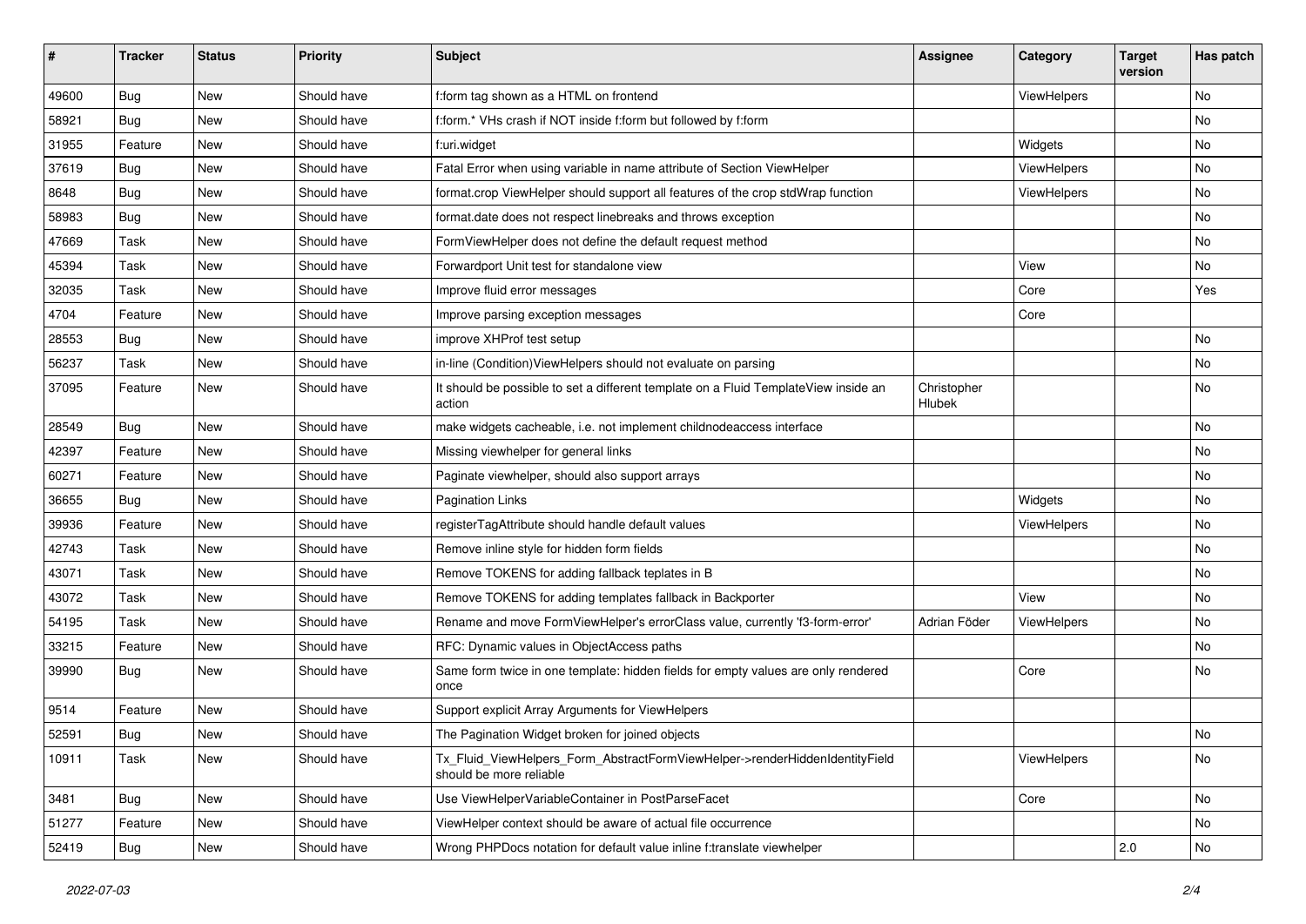| # | Tracker | Status | Priority | Subject | Assignee | Category | Target version | Has patch |
|---|---|---|---|---|---|---|---|---|
| 49600 | Bug | New | Should have | f:form tag shown as a HTML on frontend | | ViewHelpers | | No |
| 58921 | Bug | New | Should have | f:form.* VHs crash if NOT inside f:form but followed by f:form | | | | No |
| 31955 | Feature | New | Should have | f:uri.widget | | Widgets | | No |
| 37619 | Bug | New | Should have | Fatal Error when using variable in name attribute of Section ViewHelper | | ViewHelpers | | No |
| 8648 | Bug | New | Should have | format.crop ViewHelper should support all features of the crop stdWrap function | | ViewHelpers | | No |
| 58983 | Bug | New | Should have | format.date does not respect linebreaks and throws exception | | | | No |
| 47669 | Task | New | Should have | FormViewHelper does not define the default request method | | | | No |
| 45394 | Task | New | Should have | Forwardport Unit test for standalone view | | View | | No |
| 32035 | Task | New | Should have | Improve fluid error messages | | Core | | Yes |
| 4704 | Feature | New | Should have | Improve parsing exception messages | | Core | | |
| 28553 | Bug | New | Should have | improve XHProf test setup | | | | No |
| 56237 | Task | New | Should have | in-line (Condition)ViewHelpers should not evaluate on parsing | | | | No |
| 37095 | Feature | New | Should have | It should be possible to set a different template on a Fluid TemplateView inside an action | Christopher Hlubek | | | No |
| 28549 | Bug | New | Should have | make widgets cacheable, i.e. not implement childnodeaccess interface | | | | No |
| 42397 | Feature | New | Should have | Missing viewhelper for general links | | | | No |
| 60271 | Feature | New | Should have | Paginate viewhelper, should also support arrays | | | | No |
| 36655 | Bug | New | Should have | Pagination Links | | Widgets | | No |
| 39936 | Feature | New | Should have | registerTagAttribute should handle default values | | ViewHelpers | | No |
| 42743 | Task | New | Should have | Remove inline style for hidden form fields | | | | No |
| 43071 | Task | New | Should have | Remove TOKENS for adding fallback teplates in B | | | | No |
| 43072 | Task | New | Should have | Remove TOKENS for adding templates fallback in Backporter | | View | | No |
| 54195 | Task | New | Should have | Rename and move FormViewHelper's errorClass value, currently 'f3-form-error' | Adrian Föder | ViewHelpers | | No |
| 33215 | Feature | New | Should have | RFC: Dynamic values in ObjectAccess paths | | | | No |
| 39990 | Bug | New | Should have | Same form twice in one template: hidden fields for empty values are only rendered once | | Core | | No |
| 9514 | Feature | New | Should have | Support explicit Array Arguments for ViewHelpers | | | | |
| 52591 | Bug | New | Should have | The Pagination Widget broken for joined objects | | | | No |
| 10911 | Task | New | Should have | Tx_Fluid_ViewHelpers_Form_AbstractFormViewHelper->renderHiddenIdentityField should be more reliable | | ViewHelpers | | No |
| 3481 | Bug | New | Should have | Use ViewHelperVariableContainer in PostParseFacet | | Core | | No |
| 51277 | Feature | New | Should have | ViewHelper context should be aware of actual file occurrence | | | | No |
| 52419 | Bug | New | Should have | Wrong PHPDocs notation for default value inline f:translate viewhelper | | | 2.0 | No |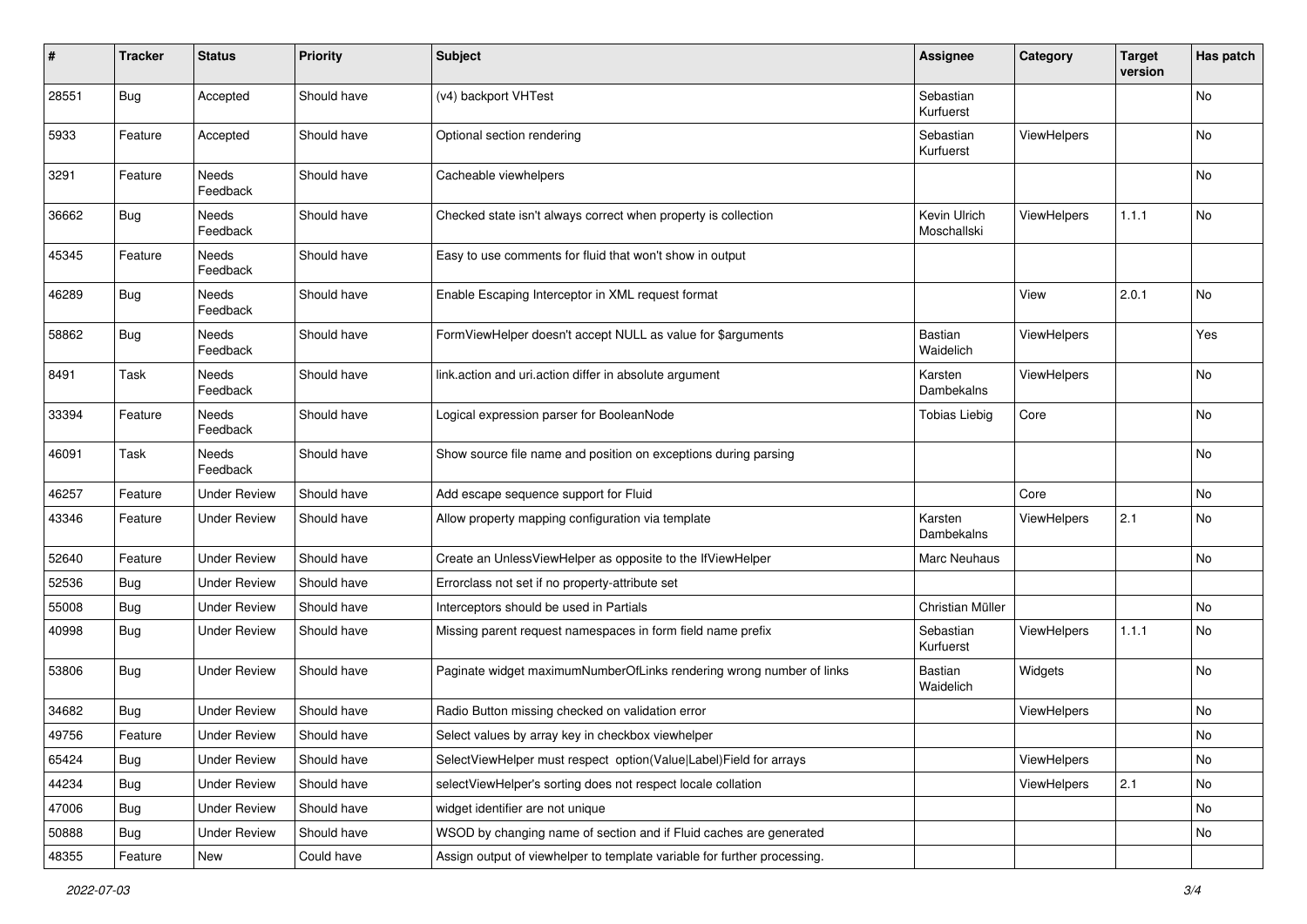| # | Tracker | Status | Priority | Subject | Assignee | Category | Target version | Has patch |
|---|---|---|---|---|---|---|---|---|
| 28551 | Bug | Accepted | Should have | (v4) backport VHTest | Sebastian Kurfuerst | | | No |
| 5933 | Feature | Accepted | Should have | Optional section rendering | Sebastian Kurfuerst | ViewHelpers | | No |
| 3291 | Feature | Needs Feedback | Should have | Cacheable viewhelpers | | | | No |
| 36662 | Bug | Needs Feedback | Should have | Checked state isn't always correct when property is collection | Kevin Ulrich Moschallski | ViewHelpers | 1.1.1 | No |
| 45345 | Feature | Needs Feedback | Should have | Easy to use comments for fluid that won't show in output | | | | |
| 46289 | Bug | Needs Feedback | Should have | Enable Escaping Interceptor in XML request format | | View | 2.0.1 | No |
| 58862 | Bug | Needs Feedback | Should have | FormViewHelper doesn't accept NULL as value for $arguments | Bastian Waidelich | ViewHelpers | | Yes |
| 8491 | Task | Needs Feedback | Should have | link.action and uri.action differ in absolute argument | Karsten Dambekalns | ViewHelpers | | No |
| 33394 | Feature | Needs Feedback | Should have | Logical expression parser for BooleanNode | Tobias Liebig | Core | | No |
| 46091 | Task | Needs Feedback | Should have | Show source file name and position on exceptions during parsing | | | | No |
| 46257 | Feature | Under Review | Should have | Add escape sequence support for Fluid | | Core | | No |
| 43346 | Feature | Under Review | Should have | Allow property mapping configuration via template | Karsten Dambekalns | ViewHelpers | 2.1 | No |
| 52640 | Feature | Under Review | Should have | Create an UnlessViewHelper as opposite to the IfViewHelper | Marc Neuhaus | | | No |
| 52536 | Bug | Under Review | Should have | Errorclass not set if no property-attribute set | | | | |
| 55008 | Bug | Under Review | Should have | Interceptors should be used in Partials | Christian Müller | | | No |
| 40998 | Bug | Under Review | Should have | Missing parent request namespaces in form field name prefix | Sebastian Kurfuerst | ViewHelpers | 1.1.1 | No |
| 53806 | Bug | Under Review | Should have | Paginate widget maximumNumberOfLinks rendering wrong number of links | Bastian Waidelich | Widgets | | No |
| 34682 | Bug | Under Review | Should have | Radio Button missing checked on validation error | | ViewHelpers | | No |
| 49756 | Feature | Under Review | Should have | Select values by array key in checkbox viewhelper | | | | No |
| 65424 | Bug | Under Review | Should have | SelectViewHelper must respect option(Value\|Label)Field for arrays | | ViewHelpers | | No |
| 44234 | Bug | Under Review | Should have | selectViewHelper's sorting does not respect locale collation | | ViewHelpers | 2.1 | No |
| 47006 | Bug | Under Review | Should have | widget identifier are not unique | | | | No |
| 50888 | Bug | Under Review | Should have | WSOD by changing name of section and if Fluid caches are generated | | | | No |
| 48355 | Feature | New | Could have | Assign output of viewhelper to template variable for further processing. | | | | |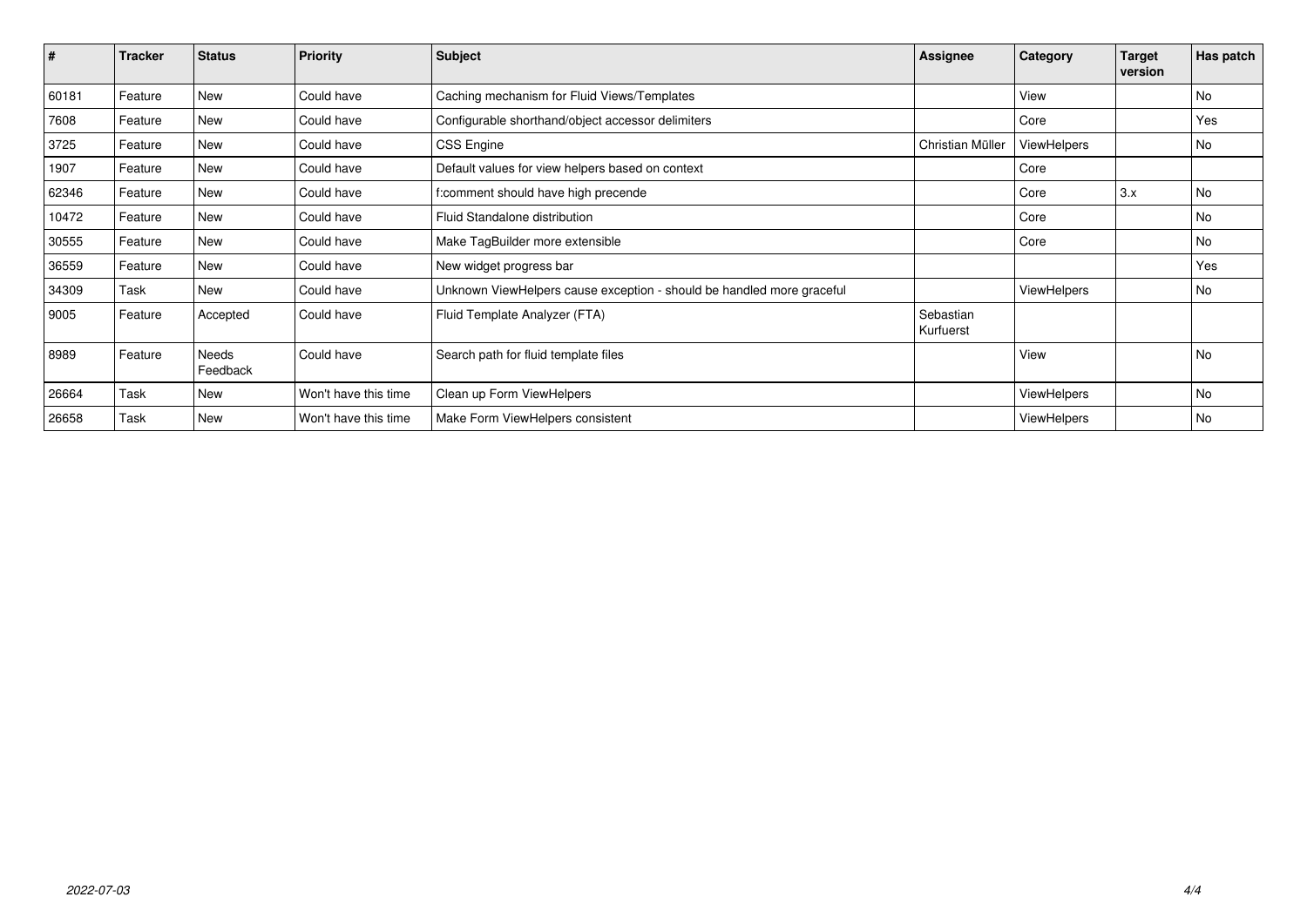| # | Tracker | Status | Priority | Subject | Assignee | Category | Target version | Has patch |
|---|---|---|---|---|---|---|---|---|
| 60181 | Feature | New | Could have | Caching mechanism for Fluid Views/Templates | | View | | No |
| 7608 | Feature | New | Could have | Configurable shorthand/object accessor delimiters | | Core | | Yes |
| 3725 | Feature | New | Could have | CSS Engine | Christian Müller | ViewHelpers | | No |
| 1907 | Feature | New | Could have | Default values for view helpers based on context | | Core | | |
| 62346 | Feature | New | Could have | f:comment should have high precende | | Core | 3.x | No |
| 10472 | Feature | New | Could have | Fluid Standalone distribution | | Core | | No |
| 30555 | Feature | New | Could have | Make TagBuilder more extensible | | Core | | No |
| 36559 | Feature | New | Could have | New widget progress bar | | | | Yes |
| 34309 | Task | New | Could have | Unknown ViewHelpers cause exception - should be handled more graceful | | ViewHelpers | | No |
| 9005 | Feature | Accepted | Could have | Fluid Template Analyzer (FTA) | Sebastian Kurfuerst | | | |
| 8989 | Feature | Needs Feedback | Could have | Search path for fluid template files | | View | | No |
| 26664 | Task | New | Won't have this time | Clean up Form ViewHelpers | | ViewHelpers | | No |
| 26658 | Task | New | Won't have this time | Make Form ViewHelpers consistent | | ViewHelpers | | No |